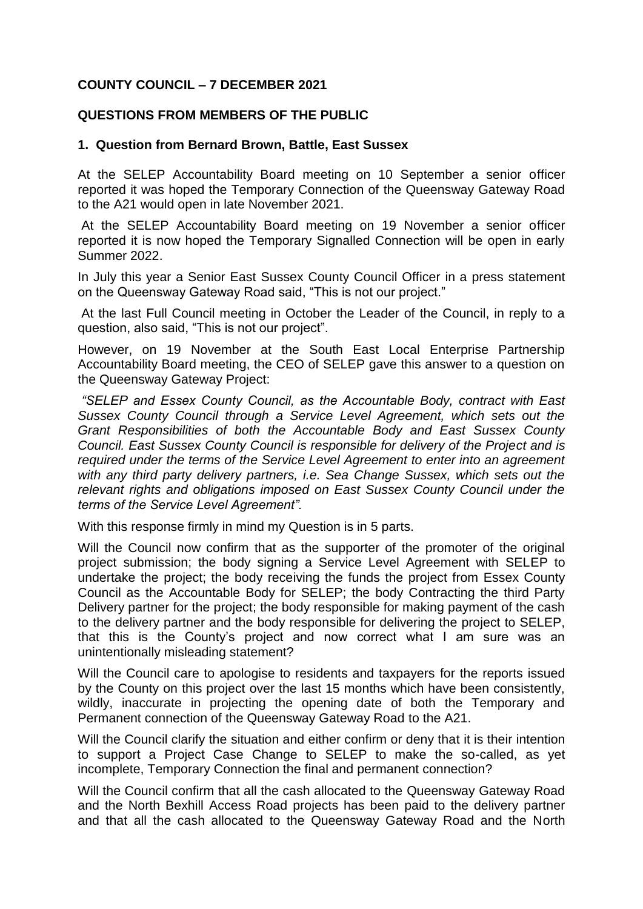**COUNTY COUNCIL – 7 DECEMBER 2021**

**QUESTIONS FROM MEMBERS OF THE PUBLIC**

**1. Question from Bernard Brown, Battle, East Sussex**

At the SELEP Accountability Board meeting on 10 September a senior officer reported it was hoped the Temporary Connection of the Queensway Gateway Road to the A21 would open in late November 2021.

At the SELEP Accountability Board meeting on 19 November a senior officer reported it is now hoped the Temporary Signalled Connection will be open in early Summer 2022.

In July this year a Senior East Sussex County Council Officer in a press statement on the Queensway Gateway Road said, "This is not our project."

At the last Full Council meeting in October the Leader of the Council, in reply to a question, also said, "This is not our project".

However, on 19 November at the South East Local Enterprise Partnership Accountability Board meeting, the CEO of SELEP gave this answer to a question on the Queensway Gateway Project:

*"SELEP and Essex County Council, as the Accountable Body, contract with East Sussex County Council through a Service Level Agreement, which sets out the Grant Responsibilities of both the Accountable Body and East Sussex County Council. East Sussex County Council is responsible for delivery of the Project and is required under the terms of the Service Level Agreement to enter into an agreement with any third party delivery partners, i.e. Sea Change Sussex, which sets out the relevant rights and obligations imposed on East Sussex County Council under the terms of the Service Level Agreement".*

With this response firmly in mind my Question is in 5 parts.

Will the Council now confirm that as the supporter of the promoter of the original project submission; the body signing a Service Level Agreement with SELEP to undertake the project; the body receiving the funds the project from Essex County Council as the Accountable Body for SELEP; the body Contracting the third Party Delivery partner for the project; the body responsible for making payment of the cash to the delivery partner and the body responsible for delivering the project to SELEP, that this is the County's project and now correct what I am sure was an unintentionally misleading statement?

Will the Council care to apologise to residents and taxpayers for the reports issued by the County on this project over the last 15 months which have been consistently, wildly, inaccurate in projecting the opening date of both the Temporary and Permanent connection of the Queensway Gateway Road to the A21.

Will the Council clarify the situation and either confirm or deny that it is their intention to support a Project Case Change to SELEP to make the so-called, as yet incomplete, Temporary Connection the final and permanent connection?

Will the Council confirm that all the cash allocated to the Queensway Gateway Road and the North Bexhill Access Road projects has been paid to the delivery partner and that all the cash allocated to the Queensway Gateway Road and the North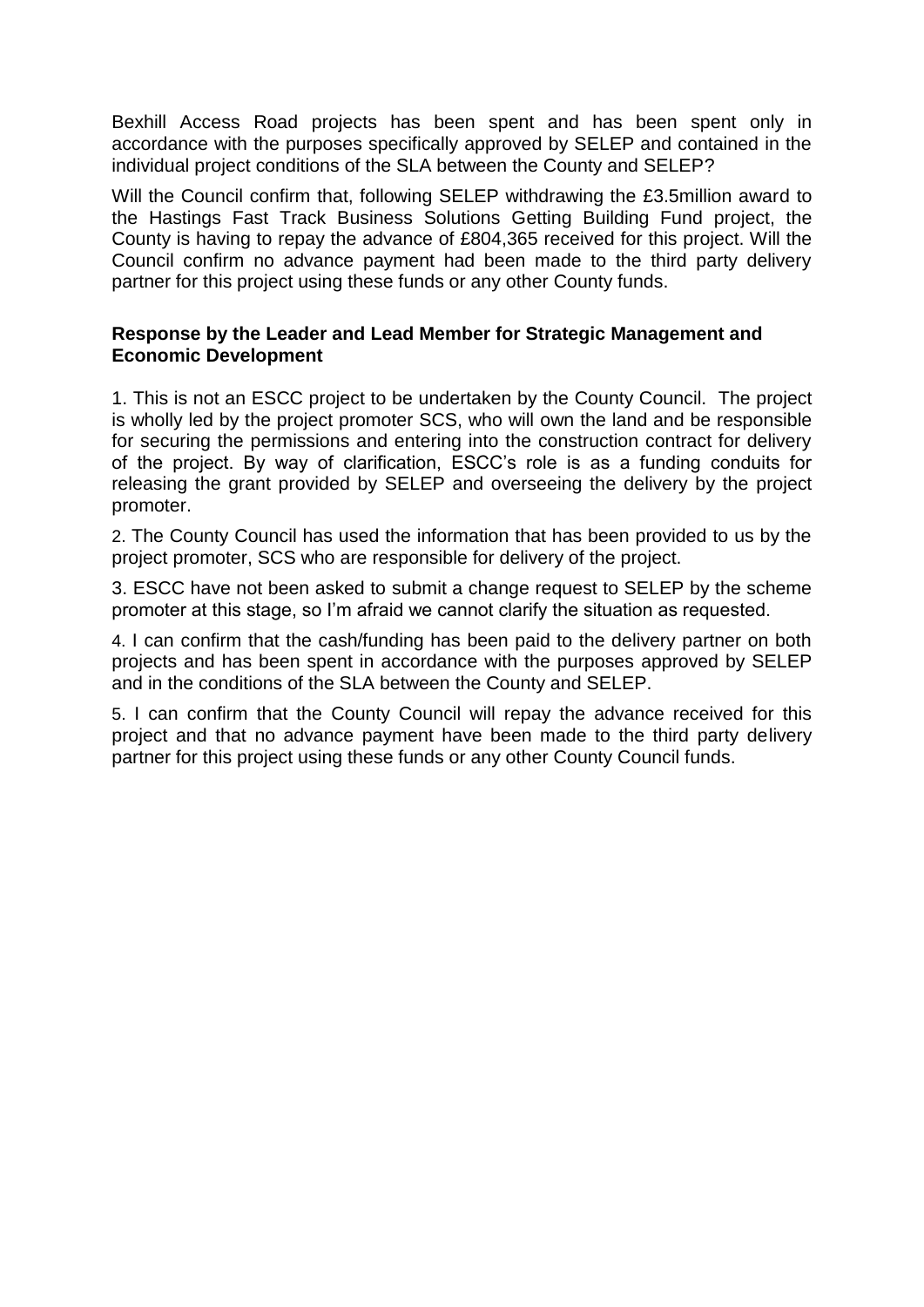Bexhill Access Road projects has been spent and has been spent only in accordance with the purposes specifically approved by SELEP and contained in the individual project conditions of the SLA between the County and SELEP?

Will the Council confirm that, following SELEP withdrawing the £3.5million award to the Hastings Fast Track Business Solutions Getting Building Fund project, the County is having to repay the advance of £804,365 received for this project. Will the Council confirm no advance payment had been made to the third party delivery partner for this project using these funds or any other County funds.

**Response by the Leader and Lead Member for Strategic Management and Economic Development**

1. This is not an ESCC project to be undertaken by the County Council. The project is wholly led by the project promoter SCS, who will own the land and be responsible for securing the permissions and entering into the construction contract for delivery of the project. By way of clarification, ESCC's role is as a funding conduits for releasing the grant provided by SELEP and overseeing the delivery by the project promoter.

2. The County Council has used the information that has been provided to us by the project promoter, SCS who are responsible for delivery of the project.

3. ESCC have not been asked to submit a change request to SELEP by the scheme promoter at this stage, so I'm afraid we cannot clarify the situation as requested.

4. I can confirm that the cash/funding has been paid to the delivery partner on both projects and has been spent in accordance with the purposes approved by SELEP and in the conditions of the SLA between the County and SELEP.

5. I can confirm that the County Council will repay the advance received for this project and that no advance payment have been made to the third party delivery partner for this project using these funds or any other County Council funds.